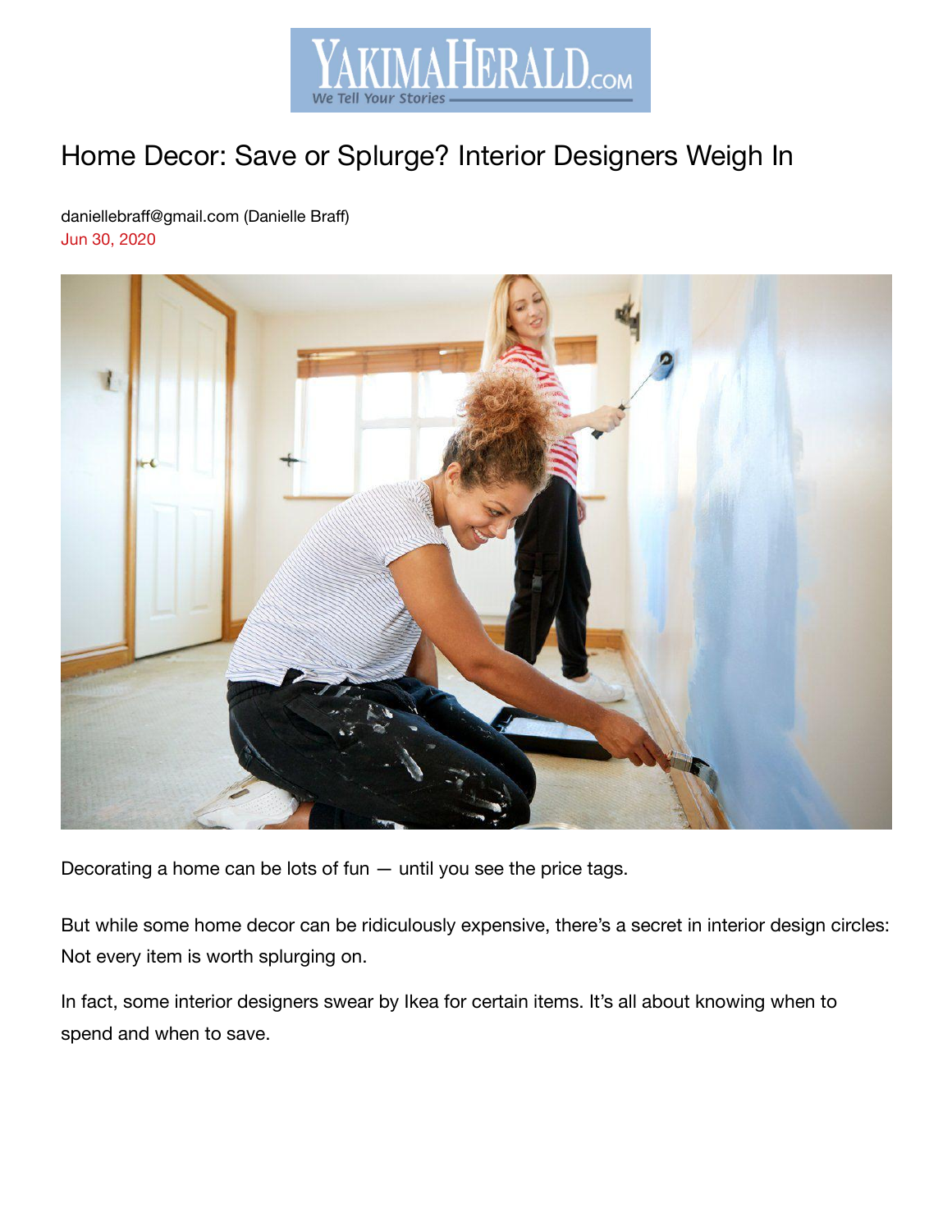# Home Decor: Save or Splurge? Interior Designers Weigh In

daniellebraff@gmail.com (Danielle Braff)
Jun 30, 2020

Decorating a home can be lots of fun — until you see the price tags.

But while some home decor can be ridiculously expensive, there's a secret in interior design circles: Not every item is worth splurging on.

In fact, some interior designers swear by Ikea for certain items. It's all about knowing when to spend and when to save.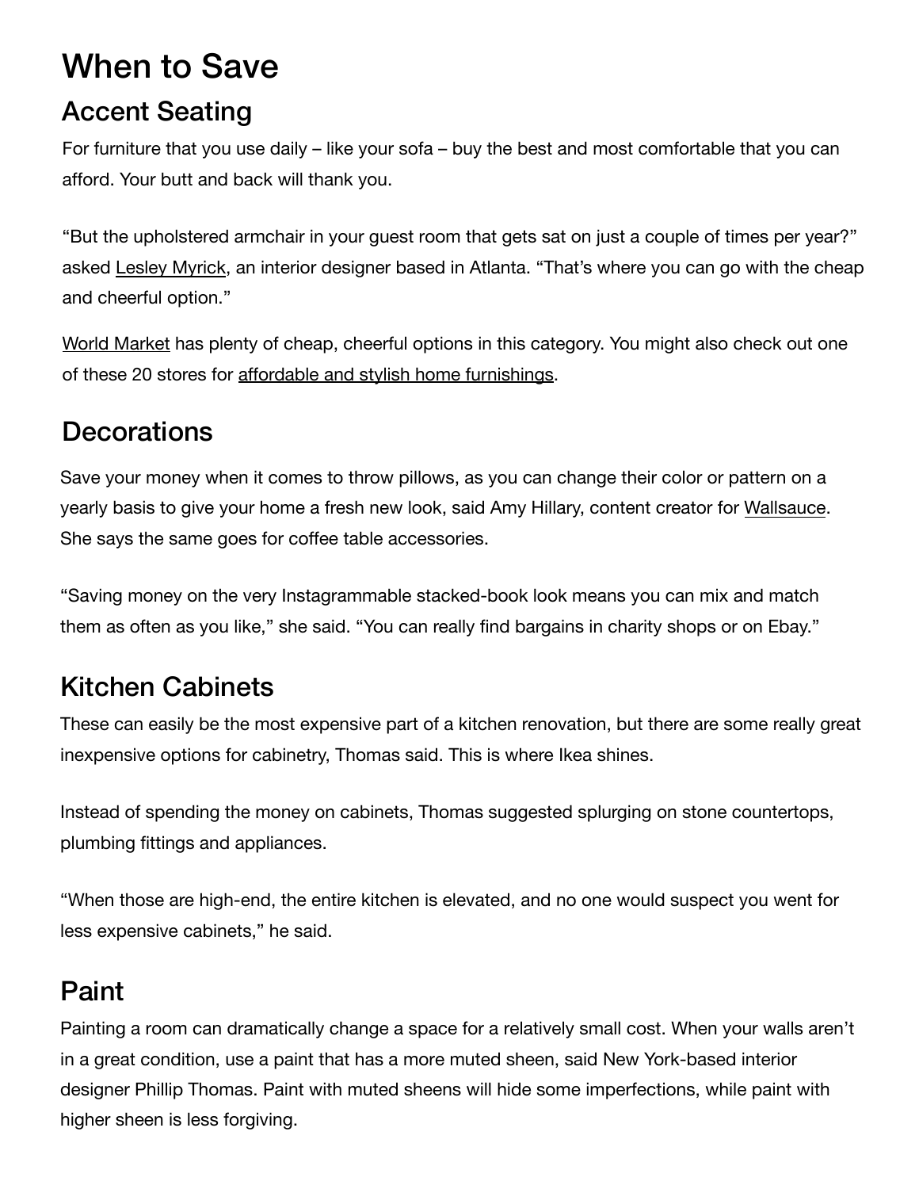# When to Save

## Accent Seating

For furniture that you use daily – like your sofa – buy the best and most comfortable that you can afford. Your butt and back will thank you.

"But the upholstered armchair in your guest room that gets sat on just a couple of times per year?" asked Lesley Myrick, an interior designer based in Atlanta. "That's where you can go with the cheap and cheerful option."

World Market has plenty of cheap, cheerful options in this category. You might also check out one of these 20 stores for affordable and stylish home furnishings.

## Decorations

Save your money when it comes to throw pillows, as you can change their color or pattern on a yearly basis to give your home a fresh new look, said Amy Hillary, content creator for Wallsauce. She says the same goes for coffee table accessories.

"Saving money on the very Instagrammable stacked-book look means you can mix and match them as often as you like," she said. "You can really find bargains in charity shops or on Ebay."

## Kitchen Cabinets

These can easily be the most expensive part of a kitchen renovation, but there are some really great inexpensive options for cabinetry, Thomas said. This is where Ikea shines.

Instead of spending the money on cabinets, Thomas suggested splurging on stone countertops, plumbing fittings and appliances.

"When those are high-end, the entire kitchen is elevated, and no one would suspect you went for less expensive cabinets," he said.

## Paint

Painting a room can dramatically change a space for a relatively small cost. When your walls aren't in a great condition, use a paint that has a more muted sheen, said New York-based interior designer Phillip Thomas. Paint with muted sheens will hide some imperfections, while paint with higher sheen is less forgiving.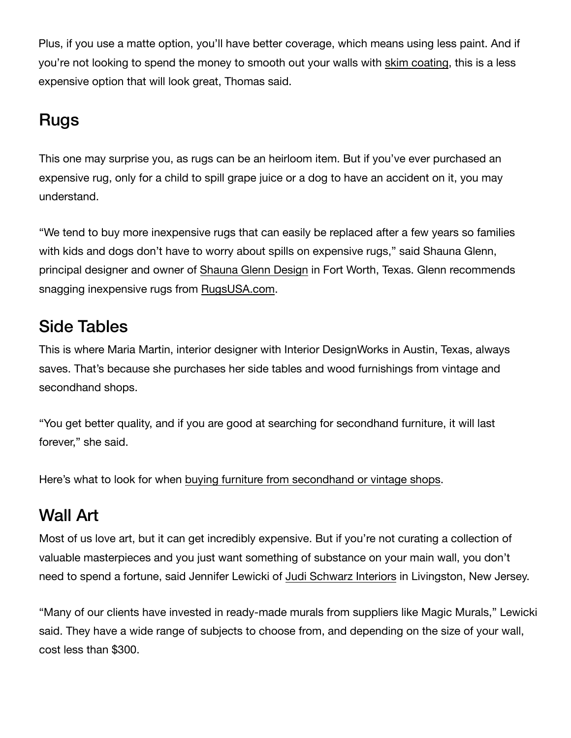Plus, if you use a matte option, you'll have better coverage, which means using less paint. And if you're not looking to spend the money to smooth out your walls with skim coating, this is a less expensive option that will look great, Thomas said.

## Rugs

This one may surprise you, as rugs can be an heirloom item. But if you've ever purchased an expensive rug, only for a child to spill grape juice or a dog to have an accident on it, you may understand.

"We tend to buy more inexpensive rugs that can easily be replaced after a few years so families with kids and dogs don't have to worry about spills on expensive rugs," said Shauna Glenn, principal designer and owner of Shauna Glenn Design in Fort Worth, Texas. Glenn recommends snagging inexpensive rugs from RugsUSA.com.

## Side Tables

This is where Maria Martin, interior designer with Interior DesignWorks in Austin, Texas, always saves. That's because she purchases her side tables and wood furnishings from vintage and secondhand shops.

"You get better quality, and if you are good at searching for secondhand furniture, it will last forever," she said.

Here's what to look for when buying furniture from secondhand or vintage shops.

## Wall Art

Most of us love art, but it can get incredibly expensive. But if you're not curating a collection of valuable masterpieces and you just want something of substance on your main wall, you don't need to spend a fortune, said Jennifer Lewicki of Judi Schwarz Interiors in Livingston, New Jersey.

"Many of our clients have invested in ready-made murals from suppliers like Magic Murals," Lewicki said. They have a wide range of subjects to choose from, and depending on the size of your wall, cost less than $300.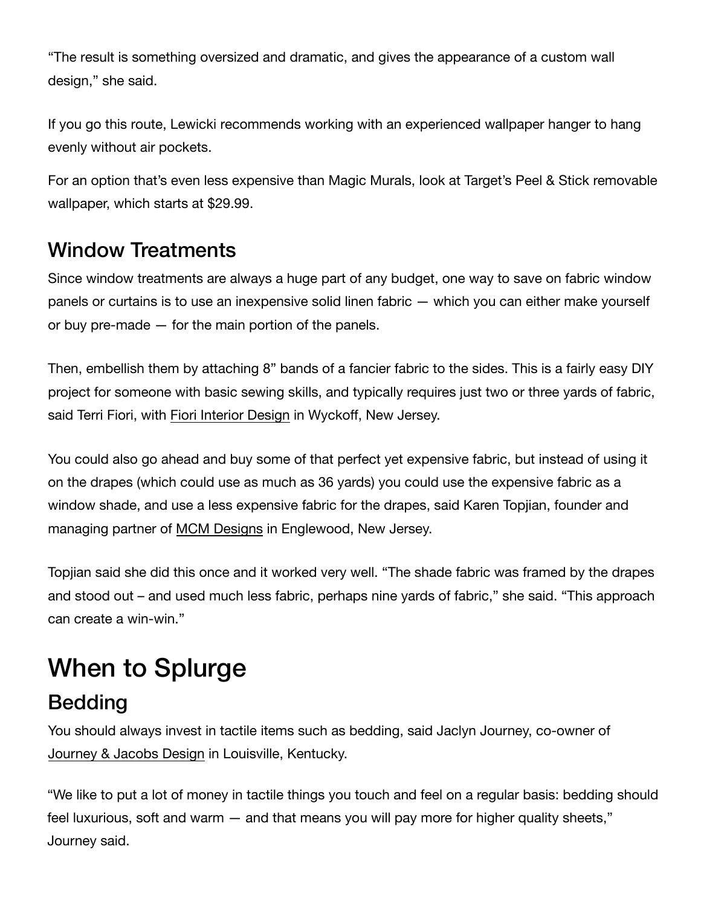"The result is something oversized and dramatic, and gives the appearance of a custom wall design," she said.

If you go this route, Lewicki recommends working with an experienced wallpaper hanger to hang evenly without air pockets.

For an option that's even less expensive than Magic Murals, look at Target's Peel & Stick removable wallpaper, which starts at $29.99.

### Window Treatments

Since window treatments are always a huge part of any budget, one way to save on fabric window panels or curtains is to use an inexpensive solid linen fabric — which you can either make yourself or buy pre-made — for the main portion of the panels.

Then, embellish them by attaching 8" bands of a fancier fabric to the sides. This is a fairly easy DIY project for someone with basic sewing skills, and typically requires just two or three yards of fabric, said Terri Fiori, with Fiori Interior Design in Wyckoff, New Jersey.

You could also go ahead and buy some of that perfect yet expensive fabric, but instead of using it on the drapes (which could use as much as 36 yards) you could use the expensive fabric as a window shade, and use a less expensive fabric for the drapes, said Karen Topjian, founder and managing partner of MCM Designs in Englewood, New Jersey.

Topjian said she did this once and it worked very well. "The shade fabric was framed by the drapes and stood out – and used much less fabric, perhaps nine yards of fabric," she said. "This approach can create a win-win."

## When to Splurge

### Bedding

You should always invest in tactile items such as bedding, said Jaclyn Journey, co-owner of Journey & Jacobs Design in Louisville, Kentucky.

"We like to put a lot of money in tactile things you touch and feel on a regular basis: bedding should feel luxurious, soft and warm — and that means you will pay more for higher quality sheets," Journey said.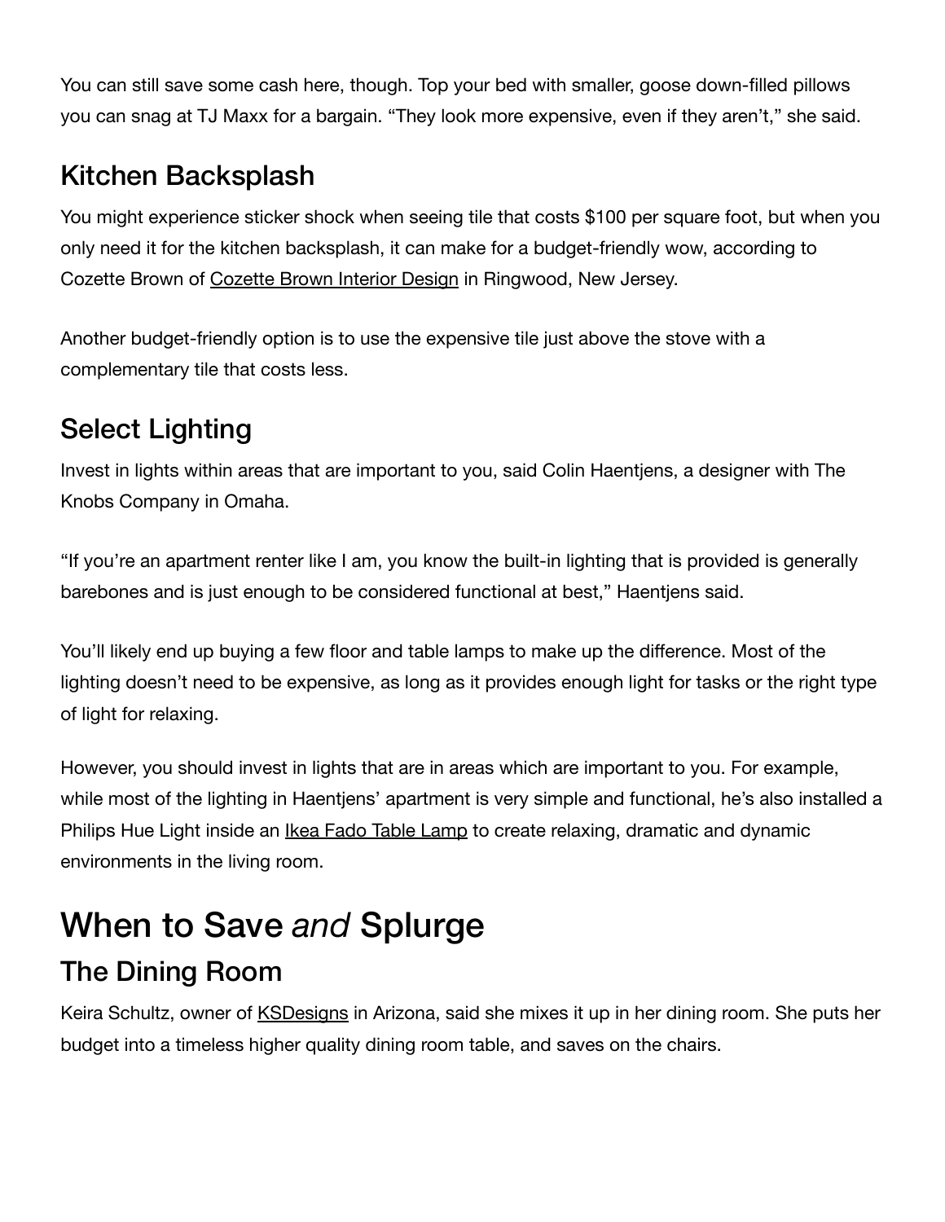You can still save some cash here, though. Top your bed with smaller, goose down-filled pillows you can snag at TJ Maxx for a bargain. "They look more expensive, even if they aren't," she said.

## Kitchen Backsplash

You might experience sticker shock when seeing tile that costs $100 per square foot, but when you only need it for the kitchen backsplash, it can make for a budget-friendly wow, according to Cozette Brown of Cozette Brown Interior Design in Ringwood, New Jersey.

Another budget-friendly option is to use the expensive tile just above the stove with a complementary tile that costs less.

## Select Lighting

Invest in lights within areas that are important to you, said Colin Haentjens, a designer with The Knobs Company in Omaha.

"If you're an apartment renter like I am, you know the built-in lighting that is provided is generally barebones and is just enough to be considered functional at best," Haentjens said.

You'll likely end up buying a few floor and table lamps to make up the difference. Most of the lighting doesn't need to be expensive, as long as it provides enough light for tasks or the right type of light for relaxing.

However, you should invest in lights that are in areas which are important to you. For example, while most of the lighting in Haentjens' apartment is very simple and functional, he's also installed a Philips Hue Light inside an Ikea Fado Table Lamp to create relaxing, dramatic and dynamic environments in the living room.

# When to Save *and* Splurge

## The Dining Room

Keira Schultz, owner of KSDesigns in Arizona, said she mixes it up in her dining room. She puts her budget into a timeless higher quality dining room table, and saves on the chairs.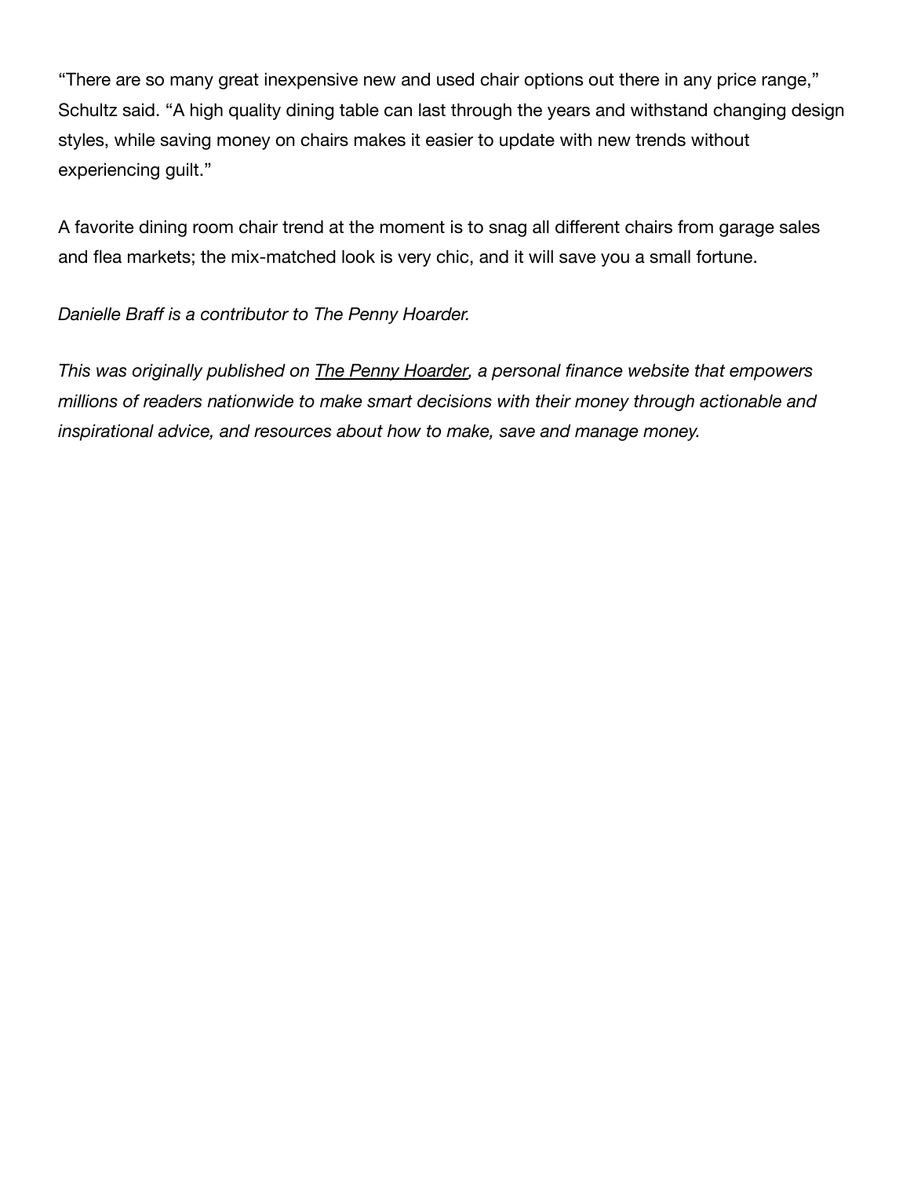"There are so many great inexpensive new and used chair options out there in any price range," Schultz said. "A high quality dining table can last through the years and withstand changing design styles, while saving money on chairs makes it easier to update with new trends without experiencing guilt."

A favorite dining room chair trend at the moment is to snag all different chairs from garage sales and flea markets; the mix-matched look is very chic, and it will save you a small fortune.

*Danielle Braff is a contributor to The Penny Hoarder.*

*This was originally published on [The Penny Hoarder](), a personal finance website that empowers millions of readers nationwide to make smart decisions with their money through actionable and inspirational advice, and resources about how to make, save and manage money.*